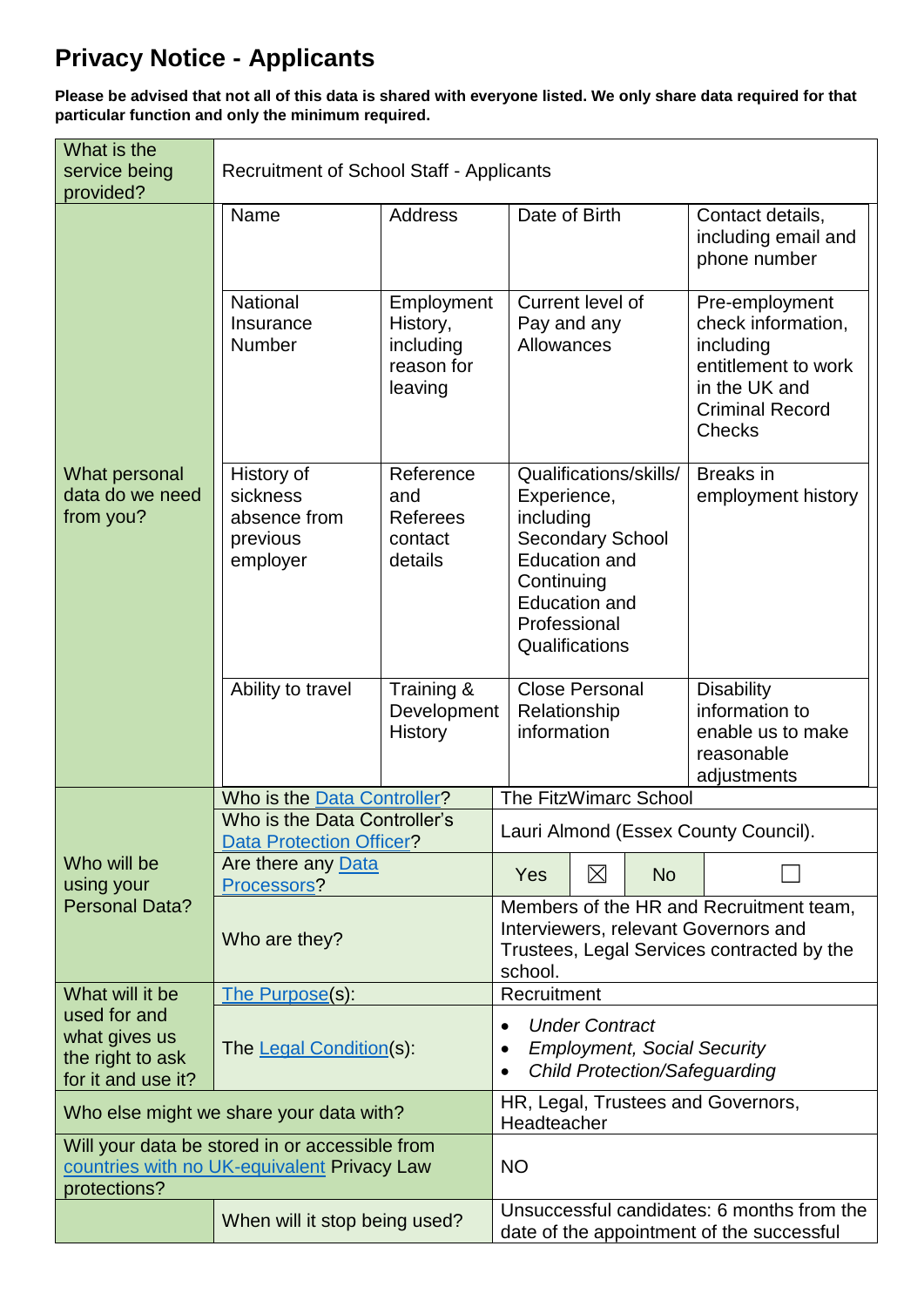# Privacy Notice - Applicants

**Please be advised that not all of this data is shared with everyone listed. We only share data required for that particular function and only the minimum required.**

| What is the service being provided? | Recruitment of School Staff - Applicants | | | |
|---|---|---|---|---|
| What personal data do we need from you? | Name | Address | Date of Birth | Contact details, including email and phone number |
| | National Insurance Number | Employment History, including reason for leaving | Current level of Pay and any Allowances | Pre-employment check information, including entitlement to work in the UK and Criminal Record Checks |
| | History of sickness absence from previous employer | Reference and Referees contact details | Qualifications/skills/ Experience, including Secondary School Education and Continuing Education and Professional Qualifications | Breaks in employment history |
| | Ability to travel | Training & Development History | Close Personal Relationship information | Disability information to enable us to make reasonable adjustments |

| | | |
|---|---|---|
| Who will be using your Personal Data? | Who is the Data Controller? | The FitzWimarc School |
| | Who is the Data Controller's Data Protection Officer? | Lauri Almond (Essex County Council). |
| | Are there any Data Processors? | Yes ☒ No ☐ |
| | Who are they? | Members of the HR and Recruitment team, Interviewers, relevant Governors and Trustees, Legal Services contracted by the school. |
| What will it be used for and what gives us the right to ask for it and use it? | The Purpose(s): | Recruitment |
| | The Legal Condition(s): | • *Under Contract*<br>• *Employment, Social Security*<br>• *Child Protection/Safeguarding* |
| Who else might we share your data with? | | HR, Legal, Trustees and Governors, Headteacher |
| Will your data be stored in or accessible from countries with no UK-equivalent Privacy Law protections? | | NO |
| | When will it stop being used? | Unsuccessful candidates: 6 months from the date of the appointment of the successful |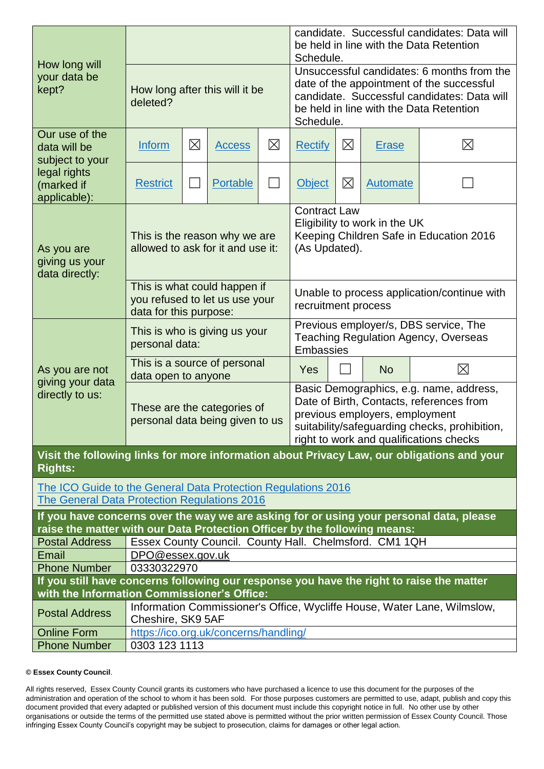| | | | | | | | | |
|---|---|---|---|---|---|---|---|---|
| How long will your data be kept? | | | | | candidate. Successful candidates: Data will be held in line with the Data Retention Schedule. | | | |
| | How long after this will it be deleted? | | | | Unsuccessful candidates: 6 months from the date of the appointment of the successful candidate. Successful candidates: Data will be held in line with the Data Retention Schedule. | | | |
| Our use of the data will be subject to your legal rights (marked if applicable): | Inform | ☒ | Access | ☒ | Rectify | ☒ | Erase | ☒ |
| | Restrict | ☐ | Portable | ☐ | Object | ☒ | Automate | ☐ |
| As you are giving us your data directly: | This is the reason why we are allowed to ask for it and use it: | | | | Contract Law<br>Eligibility to work in the UK<br>Keeping Children Safe in Education 2016 (As Updated). | | | |
| | This is what could happen if you refused to let us use your data for this purpose: | | | | Unable to process application/continue with recruitment process | | | |
| As you are not giving your data directly to us: | This is who is giving us your personal data: | | | | Previous employer/s, DBS service, The Teaching Regulation Agency, Overseas Embassies | | | |
| | This is a source of personal data open to anyone | | | | Yes | ☐ | No | ☒ |
| | These are the categories of personal data being given to us | | | | Basic Demographics, e.g. name, address, Date of Birth, Contacts, references from previous employers, employment suitability/safeguarding checks, prohibition, right to work and qualifications checks | | | |

**Visit the following links for more information about Privacy Law, our obligations and your Rights:**

The ICO Guide to the General Data Protection Regulations 2016
The General Data Protection Regulations 2016

**If you have concerns over the way we are asking for or using your personal data, please raise the matter with our Data Protection Officer by the following means:**

| | |
|---|---|
| Postal Address | Essex County Council. County Hall. Chelmsford. CM1 1QH |
| Email | DPO@essex.gov.uk |
| Phone Number | 03330322970 |

**If you still have concerns following our response you have the right to raise the matter with the Information Commissioner's Office:**

| | |
|---|---|
| Postal Address | Information Commissioner's Office, Wycliffe House, Water Lane, Wilmslow, Cheshire, SK9 5AF |
| Online Form | https://ico.org.uk/concerns/handling/ |
| Phone Number | 0303 123 1113 |

**© Essex County Council**.

All rights reserved, Essex County Council grants its customers who have purchased a licence to use this document for the purposes of the administration and operation of the school to whom it has been sold. For those purposes customers are permitted to use, adapt, publish and copy this document provided that every adapted or published version of this document must include this copyright notice in full. No other use by other organisations or outside the terms of the permitted use stated above is permitted without the prior written permission of Essex County Council. Those infringing Essex County Council's copyright may be subject to prosecution, claims for damages or other legal action.